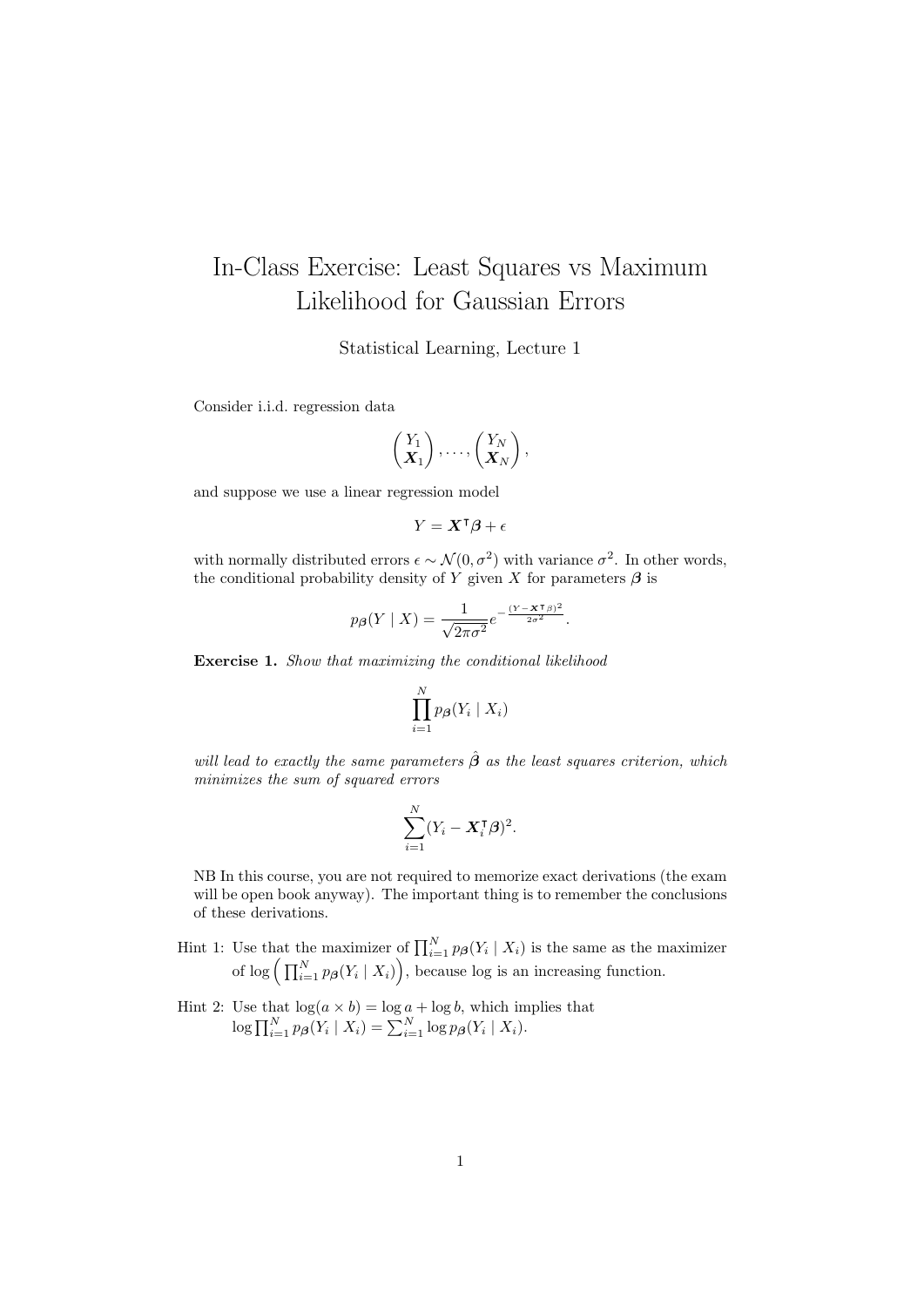# In-Class Exercise: Least Squares vs Maximum Likelihood for Gaussian Errors

Statistical Learning, Lecture 1

Consider i.i.d. regression data

$$\begin{pmatrix} Y_1 \\ \boldsymbol{X}_1 \end{pmatrix}, \ldots, \begin{pmatrix} Y_N \\ \boldsymbol{X}_N \end{pmatrix},$$

and suppose we use a linear regression model

$$Y = \boldsymbol{X}^\intercal \boldsymbol{\beta} + \epsilon$$

with normally distributed errors $\epsilon \sim \mathcal{N}(0, \sigma^2)$ with variance $\sigma^2$. In other words, the conditional probability density of $Y$ given $X$ for parameters $\boldsymbol{\beta}$ is

$$p_{\boldsymbol{\beta}}(Y \mid X) = \frac{1}{\sqrt{2\pi\sigma^2}} e^{-\frac{(Y - \boldsymbol{X}^\intercal \beta)^2}{2\sigma^2}}.$$

**Exercise 1.** *Show that maximizing the conditional likelihood*

$$\prod_{i=1}^{N} p_{\boldsymbol{\beta}}(Y_i \mid X_i)$$

*will lead to exactly the same parameters $\hat{\boldsymbol{\beta}}$ as the least squares criterion, which minimizes the sum of squared errors*

$$\sum_{i=1}^{N} (Y_i - \boldsymbol{X}_i^\intercal \boldsymbol{\beta})^2.$$

NB In this course, you are not required to memorize exact derivations (the exam will be open book anyway). The important thing is to remember the conclusions of these derivations.

Hint 1: Use that the maximizer of $\prod_{i=1}^{N} p_{\boldsymbol{\beta}}(Y_i \mid X_i)$ is the same as the maximizer of $\log \Big( \prod_{i=1}^{N} p_{\boldsymbol{\beta}}(Y_i \mid X_i) \Big)$, because log is an increasing function.

Hint 2: Use that $\log(a \times b) = \log a + \log b$, which implies that $\log \prod_{i=1}^{N} p_{\boldsymbol{\beta}}(Y_i \mid X_i) = \sum_{i=1}^{N} \log p_{\boldsymbol{\beta}}(Y_i \mid X_i)$.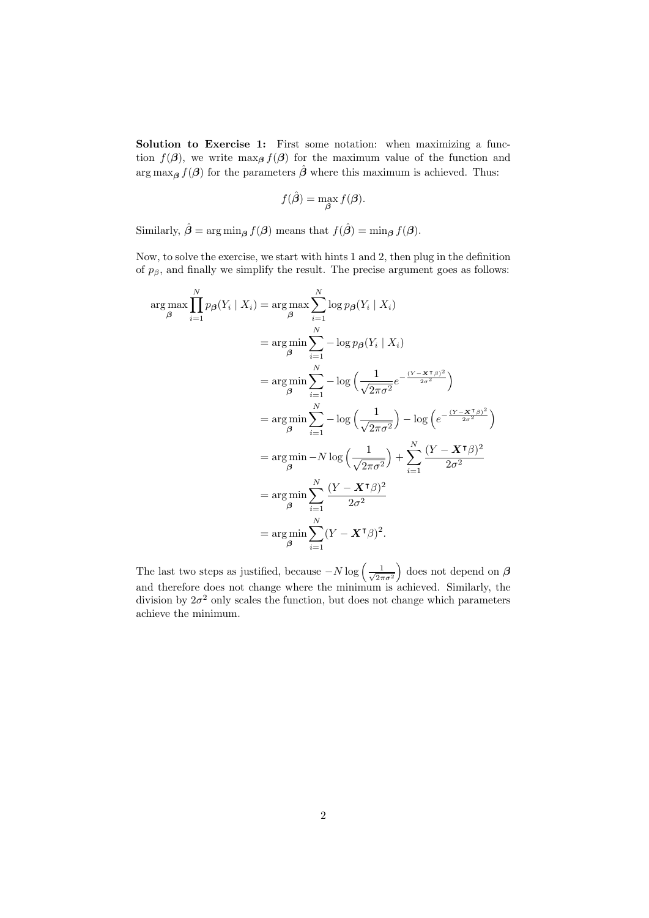**Solution to Exercise 1:** First some notation: when maximizing a function $f(\boldsymbol{\beta})$, we write $\max_{\boldsymbol{\beta}} f(\boldsymbol{\beta})$ for the maximum value of the function and $\arg\max_{\boldsymbol{\beta}} f(\boldsymbol{\beta})$ for the parameters $\hat{\boldsymbol{\beta}}$ where this maximum is achieved. Thus:

$$f(\hat{\boldsymbol{\beta}}) = \max_{\boldsymbol{\beta}} f(\boldsymbol{\beta}).$$

Similarly, $\hat{\boldsymbol{\beta}} = \arg\min_{\boldsymbol{\beta}} f(\boldsymbol{\beta})$ means that $f(\hat{\boldsymbol{\beta}}) = \min_{\boldsymbol{\beta}} f(\boldsymbol{\beta})$.

Now, to solve the exercise, we start with hints 1 and 2, then plug in the definition of $p_\beta$, and finally we simplify the result. The precise argument goes as follows:

$$
\begin{aligned}
\arg\max_{\boldsymbol{\beta}} \prod_{i=1}^{N} p_{\boldsymbol{\beta}}(Y_i \mid X_i) &= \arg\max_{\boldsymbol{\beta}} \sum_{i=1}^{N} \log p_{\boldsymbol{\beta}}(Y_i \mid X_i) \\
&= \arg\min_{\boldsymbol{\beta}} \sum_{i=1}^{N} -\log p_{\boldsymbol{\beta}}(Y_i \mid X_i) \\
&= \arg\min_{\boldsymbol{\beta}} \sum_{i=1}^{N} -\log\Big(\frac{1}{\sqrt{2\pi\sigma^2}} e^{-\frac{(Y-\boldsymbol{X}^\intercal\beta)^2}{2\sigma^2}}\Big) \\
&= \arg\min_{\boldsymbol{\beta}} \sum_{i=1}^{N} -\log\Big(\frac{1}{\sqrt{2\pi\sigma^2}}\Big) - \log\Big(e^{-\frac{(Y-\boldsymbol{X}^\intercal\beta)^2}{2\sigma^2}}\Big) \\
&= \arg\min_{\boldsymbol{\beta}} -N\log\Big(\frac{1}{\sqrt{2\pi\sigma^2}}\Big) + \sum_{i=1}^{N} \frac{(Y-\boldsymbol{X}^\intercal\beta)^2}{2\sigma^2} \\
&= \arg\min_{\boldsymbol{\beta}} \sum_{i=1}^{N} \frac{(Y-\boldsymbol{X}^\intercal\beta)^2}{2\sigma^2} \\
&= \arg\min_{\boldsymbol{\beta}} \sum_{i=1}^{N} (Y-\boldsymbol{X}^\intercal\beta)^2.
\end{aligned}
$$

The last two steps as justified, because $-N\log\Big(\frac{1}{\sqrt{2\pi\sigma^2}}\Big)$ does not depend on $\boldsymbol{\beta}$ and therefore does not change where the minimum is achieved. Similarly, the division by $2\sigma^2$ only scales the function, but does not change which parameters achieve the minimum.